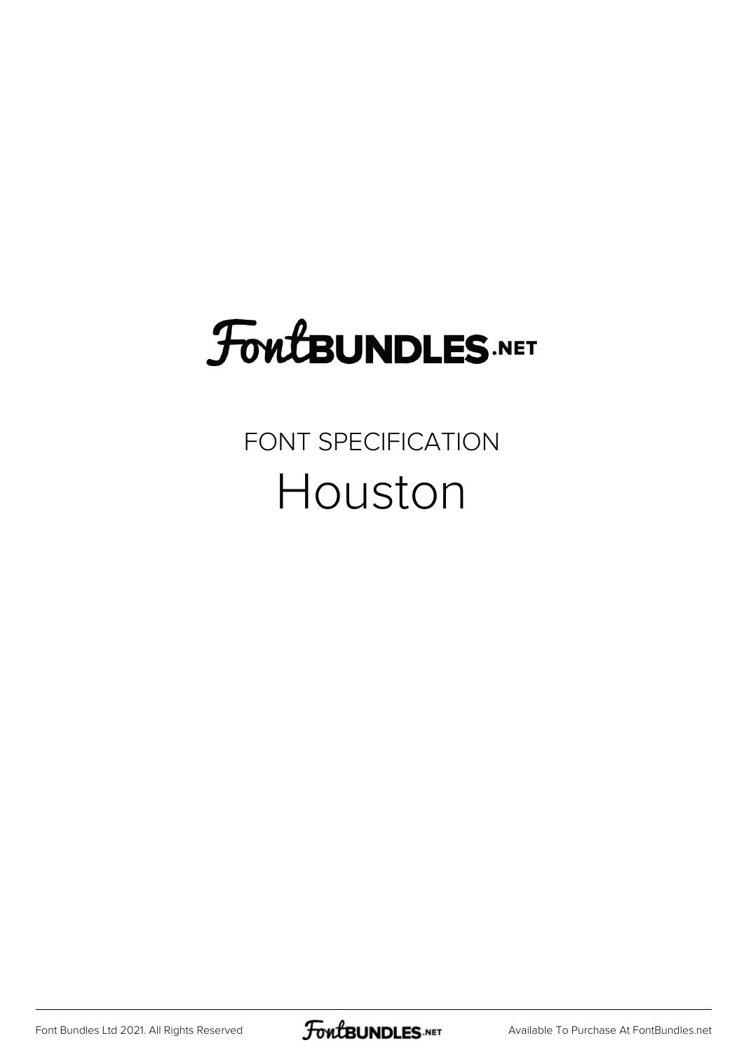FontBUNDLES.NET

FONT SPECIFICATION

# Houston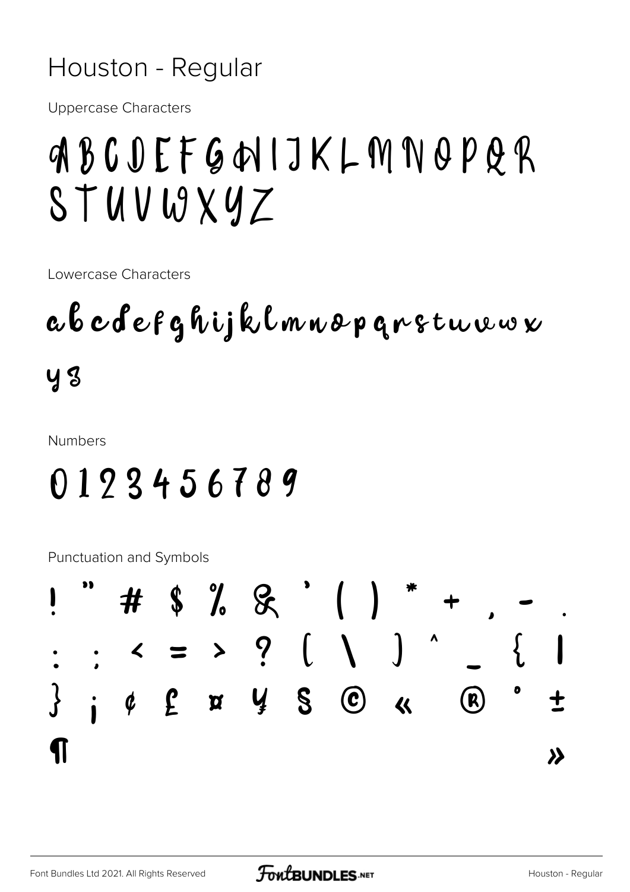# Houston - Regular

Uppercase Characters

ABCDEFGHIJKLMNOPQR
STUVWXYZ

Lowercase Characters

abcdefghijklmnopqrstuvwx
yz

Numbers

0123456789

Punctuation and Symbols

! " # $ % & ' ( ) * + , - .
: ; < = > ? [ \ ] ^ _ { |
} ¡ ¢ £ ¤ ¥ § © « ® ° ±
¶ »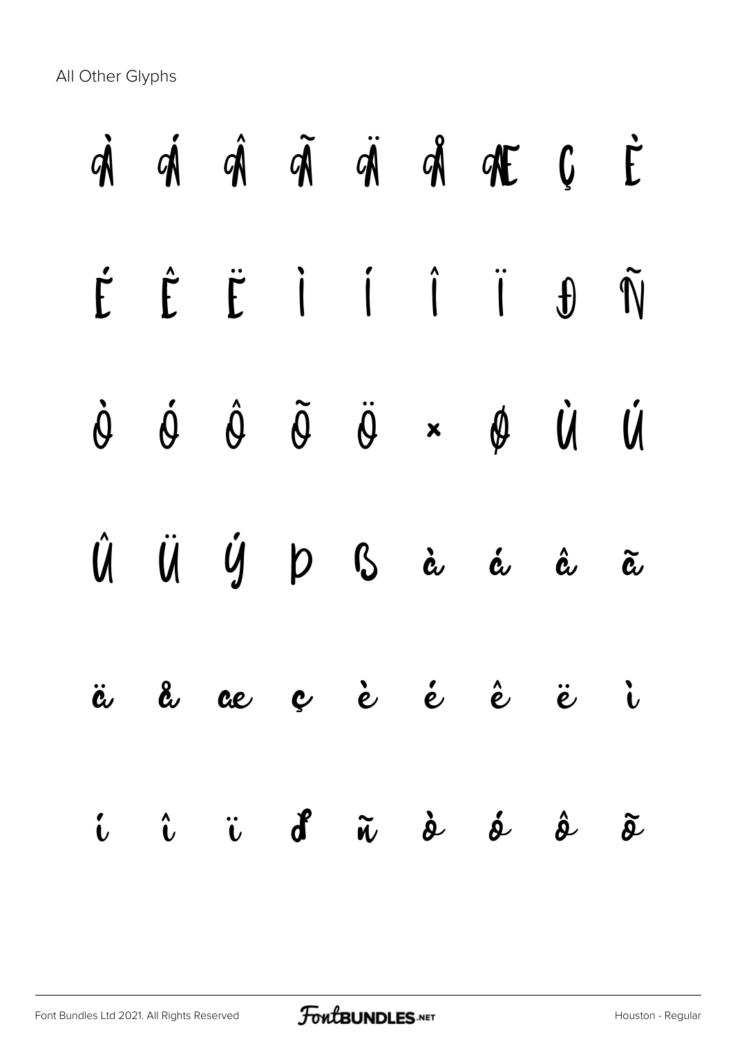All Other Glyphs

À Á Â Ã Ä Å Æ Ç È

É Ê Ë Ì Í Î Ï Ð Ñ

Ò Ó Ô Õ Ö × Ø Ù Ú

Û Ü Ý Þ ß à á â ã

ä å æ ç è é ê ë ì

í î ï ð ñ ò ó ô õ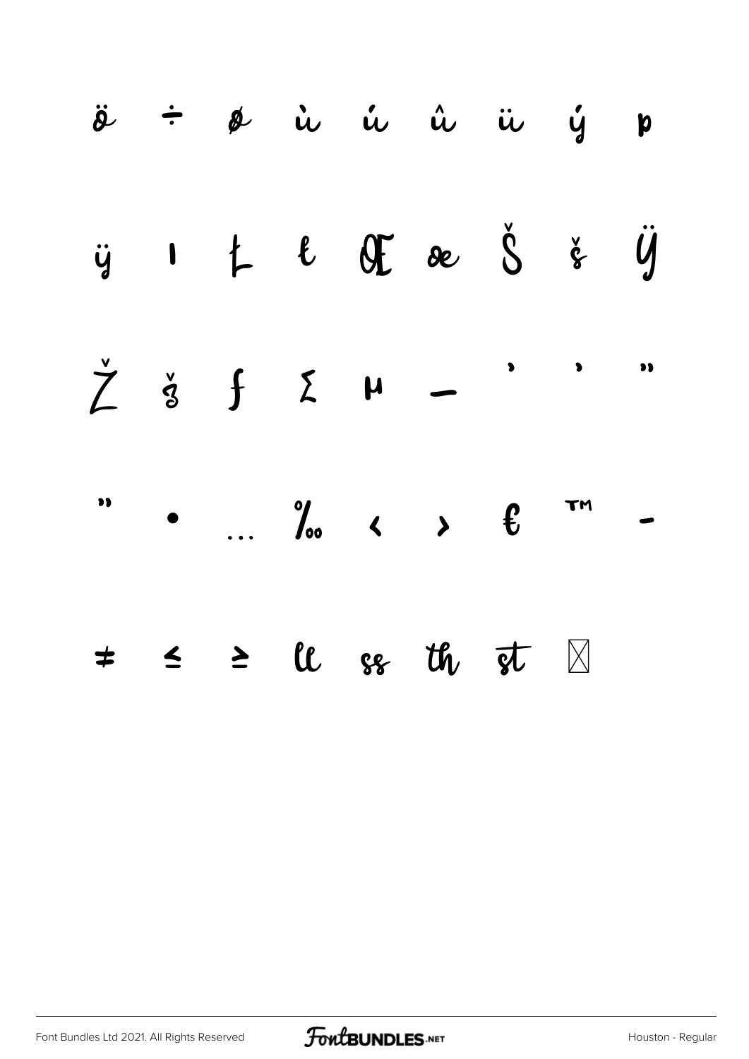ö ÷ ø ù ú û ü ý þ

ÿ ı Ł ł Œ œ Š š Ÿ

Ž ž ƒ Σ µ – ' ' "

" • … ‰ ‹ › € ™ -

≠ ≤ ≥ ll ss th st